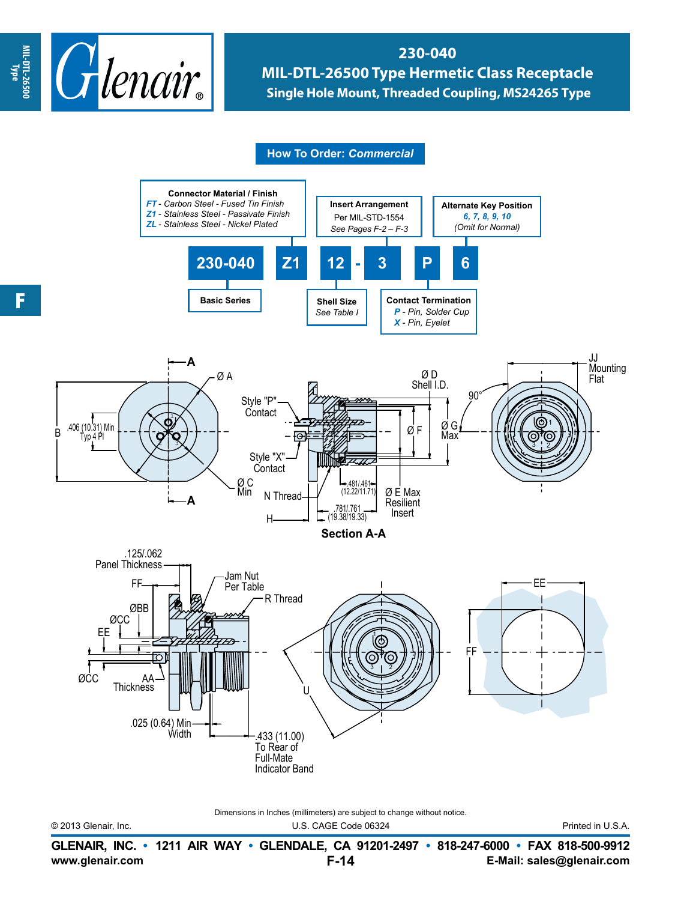# 230-040

## MIL-DTL-26500 Type Hermetic Class Receptacle

### Single Hole Mount, Threaded Coupling, MS24265 Type

## How To Order: *Commercial*

| 230-040 | Z1 | 12 | - | 3 | P | 6 |
|---|---|---|---|---|---|---|

**Basic Series** — 230-040

**Connector Material / Finish**
- *FT* - Carbon Steel - Fused Tin Finish
- *Z1* - Stainless Steel - Passivate Finish
- *ZL* - Stainless Steel - Nickel Plated

**Shell Size**
*See Table I*

**Insert Arrangement**
Per MIL-STD-1554
*See Pages F-2 – F-3*

**Contact Termination**
- *P* - Pin, Solder Cup
- *X* - Pin, Eyelet

**Alternate Key Position**
*6, 7, 8, 9, 10*
*(Omit for Normal)*

Ø A
B
.406 (10.31) Min Typ 4 Pl
Ø C Min
Style "P" Contact
Style "X" Contact
N Thread
H
.481/.461 (12.22/11.71)
.781/.761 (19.38/19.33)
Ø D Shell I.D.
Ø F
Ø G Max
Ø E Max Resilient Insert
90°
JJ Mounting Flat

**Section A-A**

.125/.062 Panel Thickness
FF
ØBB
ØCC
EE
ØCC
AA Thickness
Jam Nut Per Table
R Thread
.025 (0.64) Min Width
.433 (11.00) To Rear of Full-Mate Indicator Band
U
EE
FF

Dimensions in Inches (millimeters) are subject to change without notice.

© 2013 Glenair, Inc. U.S. CAGE Code 06324 Printed in U.S.A.

**GLENAIR, INC. • 1211 AIR WAY • GLENDALE, CA 91201-2497 • 818-247-6000 • FAX 818-500-9912**
**www.glenair.com** **F-14** **E-Mail: sales@glenair.com**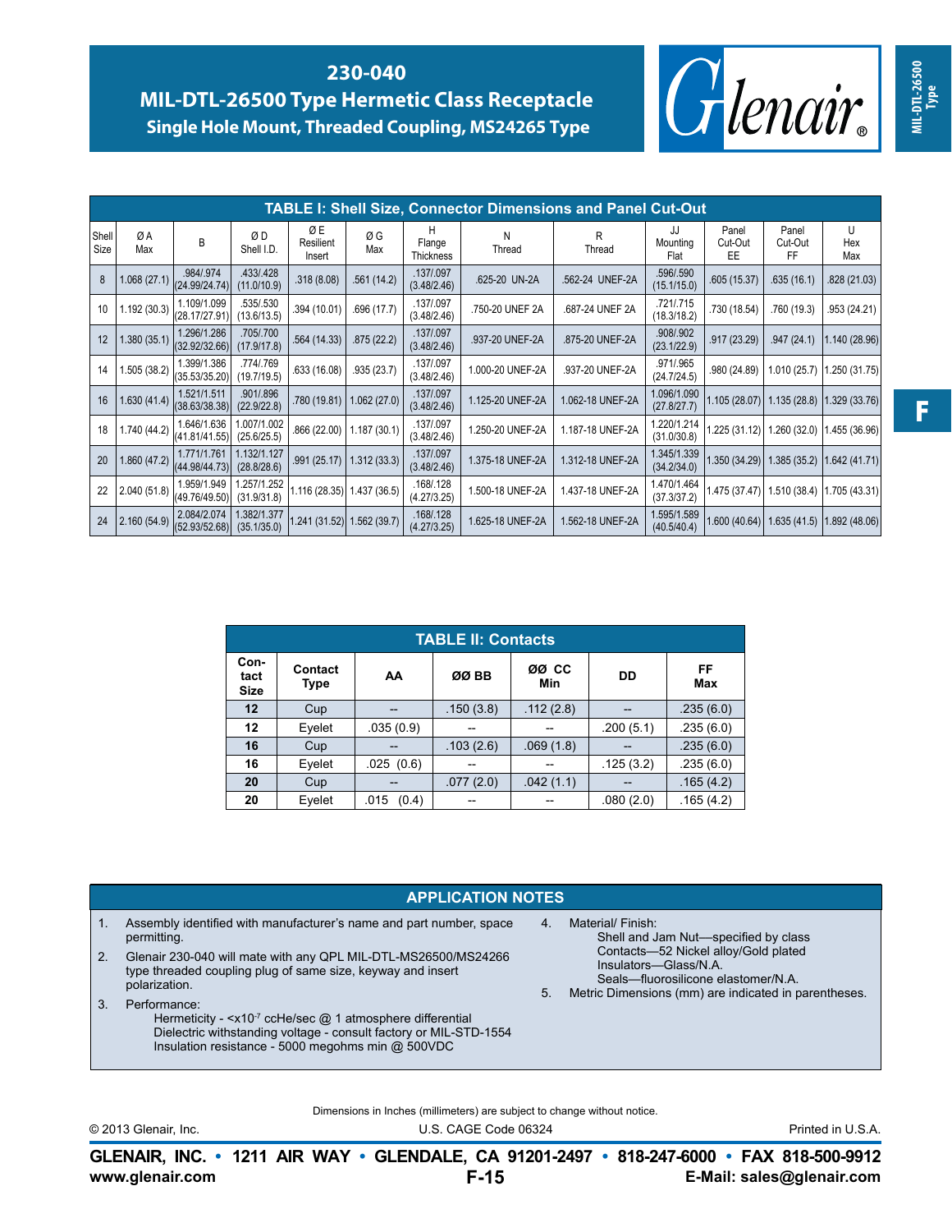# 230-040

## MIL-DTL-26500 Type Hermetic Class Receptacle

### Single Hole Mount, Threaded Coupling, MS24265 Type

| TABLE I: Shell Size, Connector Dimensions and Panel Cut-Out | | | | | | | | | | | | |
|---|---|---|---|---|---|---|---|---|---|---|---|---|
| Shell Size | Ø A Max | B | Ø D Shell I.D. | Ø E Resilient Insert | Ø G Max | H Flange Thickness | N Thread | R Thread | JJ Mounting Flat | Panel Cut-Out EE | Panel Cut-Out FF | U Hex Max |
| 8 | 1.068 (27.1) | .984/.974 (24.99/24.74) | .433/.428 (11.0/10.9) | .318 (8.08) | .561 (14.2) | .137/.097 (3.48/2.46) | .625-20 UN-2A | .562-24 UNEF-2A | .596/.590 (15.1/15.0) | .605 (15.37) | .635 (16.1) | .828 (21.03) |
| 10 | 1.192 (30.3) | 1.109/1.099 (28.17/27.91) | .535/.530 (13.6/13.5) | .394 (10.01) | .696 (17.7) | .137/.097 (3.48/2.46) | .750-20 UNEF 2A | .687-24 UNEF 2A | .721/.715 (18.3/18.2) | .730 (18.54) | .760 (19.3) | .953 (24.21) |
| 12 | 1.380 (35.1) | 1.296/1.286 (32.92/32.66) | .705/.700 (17.9/17.8) | .564 (14.33) | .875 (22.2) | .137/.097 (3.48/2.46) | .937-20 UNEF-2A | .875-20 UNEF-2A | .908/.902 (23.1/22.9) | .917 (23.29) | .947 (24.1) | 1.140 (28.96) |
| 14 | 1.505 (38.2) | 1.399/1.386 (35.53/35.20) | .774/.769 (19.7/19.5) | .633 (16.08) | .935 (23.7) | .137/.097 (3.48/2.46) | 1.000-20 UNEF-2A | .937-20 UNEF-2A | .971/.965 (24.7/24.5) | .980 (24.89) | 1.010 (25.7) | 1.250 (31.75) |
| 16 | 1.630 (41.4) | 1.521/1.511 (38.63/38.38) | .901/.896 (22.9/22.8) | .780 (19.81) | 1.062 (27.0) | .137/.097 (3.48/2.46) | 1.125-20 UNEF-2A | 1.062-18 UNEF-2A | 1.096/1.090 (27.8/27.7) | 1.105 (28.07) | 1.135 (28.8) | 1.329 (33.76) |
| 18 | 1.740 (44.2) | 1.646/1.636 (41.81/41.55) | 1.007/1.002 (25.6/25.5) | .866 (22.00) | 1.187 (30.1) | .137/.097 (3.48/2.46) | 1.250-20 UNEF-2A | 1.187-18 UNEF-2A | 1.220/1.214 (31.0/30.8) | 1.225 (31.12) | 1.260 (32.0) | 1.455 (36.96) |
| 20 | 1.860 (47.2) | 1.771/1.761 (44.98/44.73) | 1.132/1.127 (28.8/28.6) | .991 (25.17) | 1.312 (33.3) | .137/.097 (3.48/2.46) | 1.375-18 UNEF-2A | 1.312-18 UNEF-2A | 1.345/1.339 (34.2/34.0) | 1.350 (34.29) | 1.385 (35.2) | 1.642 (41.71) |
| 22 | 2.040 (51.8) | 1.959/1.949 (49.76/49.50) | 1.257/1.252 (31.9/31.8) | 1.116 (28.35) | 1.437 (36.5) | .168/.128 (4.27/3.25) | 1.500-18 UNEF-2A | 1.437-18 UNEF-2A | 1.470/1.464 (37.3/37.2) | 1.475 (37.47) | 1.510 (38.4) | 1.705 (43.31) |
| 24 | 2.160 (54.9) | 2.084/2.074 (52.93/52.68) | 1.382/1.377 (35.1/35.0) | 1.241 (31.52) | 1.562 (39.7) | .168/.128 (4.27/3.25) | 1.625-18 UNEF-2A | 1.562-18 UNEF-2A | 1.595/1.589 (40.5/40.4) | 1.600 (40.64) | 1.635 (41.5) | 1.892 (48.06) |

| TABLE II: Contacts | | | | | | |
|---|---|---|---|---|---|---|
| Contact Size | Contact Type | AA | ØØ BB | ØØ CC Min | DD | FF Max |
| 12 | Cup | -- | .150 (3.8) | .112 (2.8) | -- | .235 (6.0) |
| 12 | Eyelet | .035 (0.9) | -- | -- | .200 (5.1) | .235 (6.0) |
| 16 | Cup | -- | .103 (2.6) | .069 (1.8) | -- | .235 (6.0) |
| 16 | Eyelet | .025 (0.6) | -- | -- | .125 (3.2) | .235 (6.0) |
| 20 | Cup | -- | .077 (2.0) | .042 (1.1) | -- | .165 (4.2) |
| 20 | Eyelet | .015 (0.4) | -- | -- | .080 (2.0) | .165 (4.2) |

## APPLICATION NOTES

1. Assembly identified with manufacturer's name and part number, space permitting.
2. Glenair 230-040 will mate with any QPL MIL-DTL-MS26500/MS24266 type threaded coupling plug of same size, keyway and insert polarization.
3. Performance:
   Hermeticity - <x10$^{-7}$ ccHe/sec @ 1 atmosphere differential
   Dielectric withstanding voltage - consult factory or MIL-STD-1554
   Insulation resistance - 5000 megohms min @ 500VDC
4. Material/ Finish:
   Shell and Jam Nut—specified by class
   Contacts—52 Nickel alloy/Gold plated
   Insulators—Glass/N.A.
   Seals—fluorosilicone elastomer/N.A.
5. Metric Dimensions (mm) are indicated in parentheses.

Dimensions in Inches (millimeters) are subject to change without notice.

© 2013 Glenair, Inc. U.S. CAGE Code 06324 Printed in U.S.A.

**GLENAIR, INC. • 1211 AIR WAY • GLENDALE, CA 91201-2497 • 818-247-6000 • FAX 818-500-9912**
**www.glenair.com** **E-Mail: sales@glenair.com**